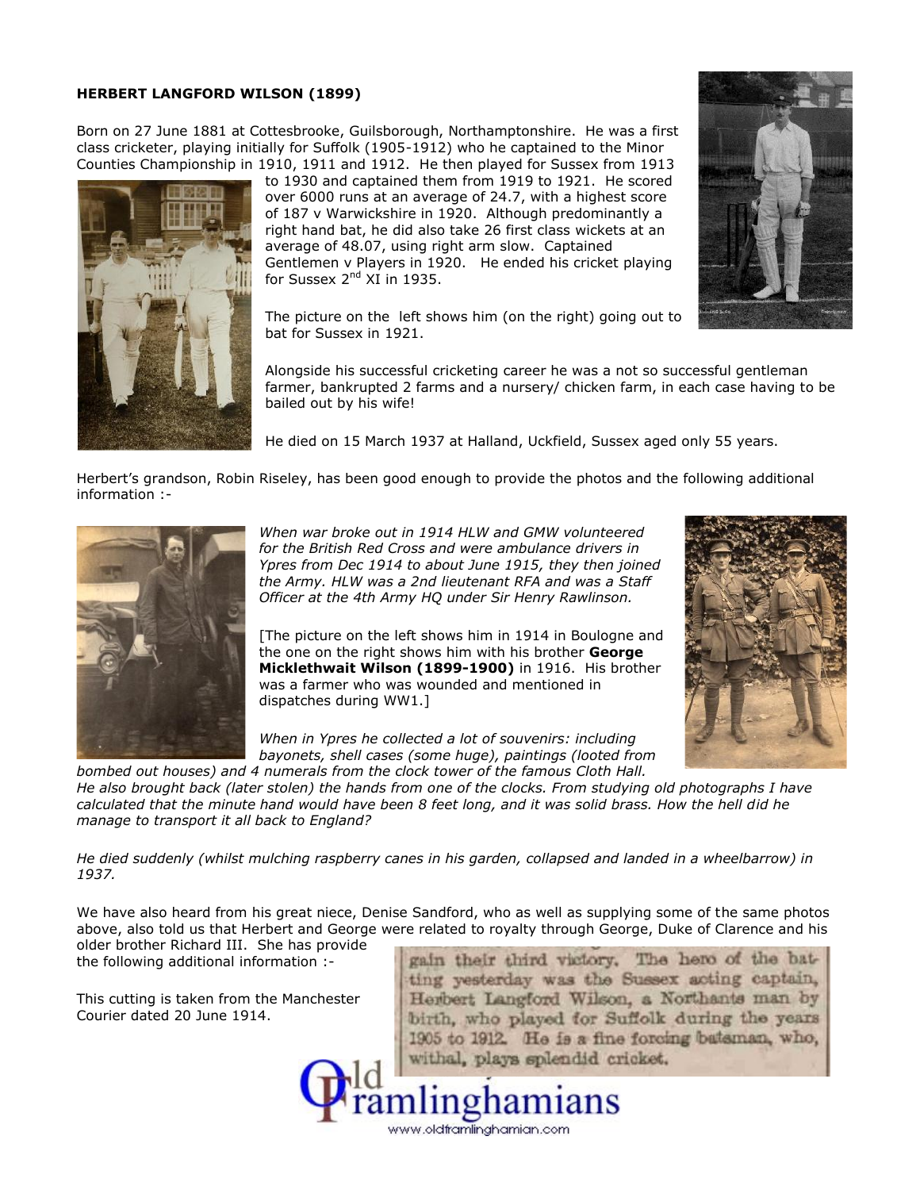**HERBERT LANGFORD WILSON (1899)**

Born on 27 June 1881 at Cottesbrooke, Guilsborough, Northamptonshire. He was a first class cricketer, playing initially for Suffolk (1905-1912) who he captained to the Minor Counties Championship in 1910, 1911 and 1912. He then played for Sussex from 1913 to 1930 and captained them from 1919 to 1921. He scored over 6000 runs at an average of 24.7, with a highest score of 187 v Warwickshire in 1920. Although predominantly a right hand bat, he did also take 26 first class wickets at an average of 48.07, using right arm slow. Captained Gentlemen v Players in 1920. He ended his cricket playing for Sussex 2nd XI in 1935.

The picture on the left shows him (on the right) going out to bat for Sussex in 1921.

Alongside his successful cricketing career he was a not so successful gentleman farmer, bankrupted 2 farms and a nursery/ chicken farm, in each case having to be bailed out by his wife!

He died on 15 March 1937 at Halland, Uckfield, Sussex aged only 55 years.

Herbert's grandson, Robin Riseley, has been good enough to provide the photos and the following additional information :-

*When war broke out in 1914 HLW and GMW volunteered for the British Red Cross and were ambulance drivers in Ypres from Dec 1914 to about June 1915, they then joined the Army. HLW was a 2nd lieutenant RFA and was a Staff Officer at the 4th Army HQ under Sir Henry Rawlinson.*

[The picture on the left shows him in 1914 in Boulogne and the one on the right shows him with his brother **George Micklethwait Wilson (1899-1900)** in 1916. His brother was a farmer who was wounded and mentioned in dispatches during WW1.]

*When in Ypres he collected a lot of souvenirs: including bayonets, shell cases (some huge), paintings (looted from bombed out houses) and 4 numerals from the clock tower of the famous Cloth Hall. He also brought back (later stolen) the hands from one of the clocks. From studying old photographs I have calculated that the minute hand would have been 8 feet long, and it was solid brass. How the hell did he manage to transport it all back to England?*

*He died suddenly (whilst mulching raspberry canes in his garden, collapsed and landed in a wheelbarrow) in 1937.*

We have also heard from his great niece, Denise Sandford, who as well as supplying some of the same photos above, also told us that Herbert and George were related to royalty through George, Duke of Clarence and his older brother Richard III. She has provide the following additional information :-

This cutting is taken from the Manchester Courier dated 20 June 1914.

gain their third victory. The hero of the batting yesterday was the Sussex acting captain, Herbert Langford Wilson, a Northants man by birth, who played for Suffolk during the years 1905 to 1912. He is a fine forcing batsman, who, withal, plays splendid cricket.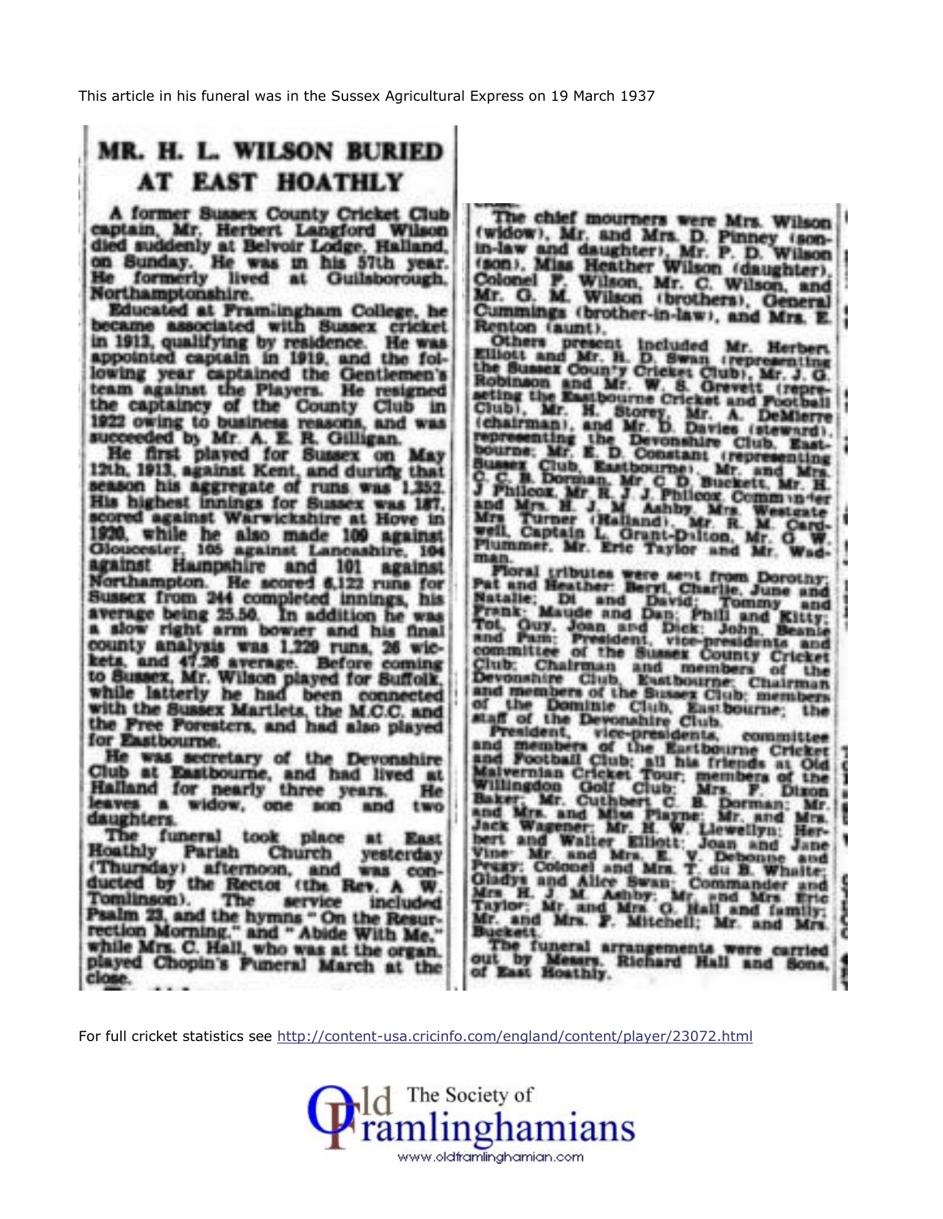This article in his funeral was in the Sussex Agricultural Express on 19 March 1937

# MR. H. L. WILSON BURIED AT EAST HOATHLY

A former Sussex County Cricket Club captain, Mr. Herbert Langford Wilson died suddenly at Belvoir Lodge, Halland, on Sunday. He was in his 57th year. He formerly lived at Guilsborough, Northamptonshire.

Educated at Framlingham College, he became associated with Sussex cricket in 1913, qualifying by residence. He was appointed captain in 1919, and the following year captained the Gentlemen's team against the Players. He resigned the captaincy of the County Club in 1922 owing to business reasons, and was succeeded by Mr. A. E. R. Gilligan.

He first played for Sussex on May 12th, 1913, against Kent, and during that season his aggregate of runs was 1,352. His highest innings for Sussex was 187, scored against Warwickshire at Hove in 1920, while he also made 109 against Gloucester, 105 against Lancashire, 104 against Hampshire and 101 against Northampton. He scored 6,122 runs for Sussex from 244 completed innings, his average being 25.50. In addition he was a slow right arm bowler and his final county analysis was 1,229 runs, 26 wickets, and 47.26 average. Before coming to Sussex, Mr. Wilson played for Suffolk, while latterly he had been connected with the Sussex Martlets, the M.C.C. and the Free Foresters, and had also played for Eastbourne.

He was secretary of the Devonshire Club at Eastbourne, and had lived at Halland for nearly three years. He leaves a widow, one son and two daughters.

The funeral took place at East Hoathly Parish Church yesterday (Thursday) afternoon, and was conducted by the Rector (the Rev. A. W. Tomlinson). The service included Psalm 23, and the hymns "On the Resurrection Morning," and "Abide With Me," while Mrs. C. Hall, who was at the organ, played Chopin's Funeral March at the close.

The chief mourners were Mrs. Wilson (widow), Mr. and Mrs. D. Pinney (son-in-law and daughter), Mr. P. D. Wilson (son), Miss Heather Wilson (daughter), Colonel F. Wilson, Mr. C. Wilson, and Mr. G. M. Wilson (brothers), General Cummings (brother-in-law), and Mrs. E. Renton (aunt).

Others present included Mr. Herbert Elliott and Mr. R. D. Swan (representing the Sussex County Cricket Club), Mr. J. G. Robinson and Mr. W. S. Grevett (representing the Eastbourne Cricket and Football Club), Mr. H. Storey, Mr. A. DeMierre (chairman), and Mr. D. Davies (steward), representing the Devonshire Club, Eastbourne; Mr. E. D. Constant (representing Sussex Club, Eastbourne), Mr. and Mrs. C. C. B. Dorman, Mr. C. D. Buckett, Mr. H. J. Philcox, Mr. R. J. J. Philcox, Commander and Mrs. H. J. M. Ashby, Mrs. Westgate, Mrs. Turner (Halland), Mr. R. M. Cardwell, Captain L. Grant-Dalton, Mr. G. W. Plummer, Mr. Eric Taylor and Mr. Wadman.

Floral tributes were sent from Dorothy; Pat and Heather; Beryl, Charlie, June and Natalie; Di and David; Tommy and Frank; Maude and Dan; Phill and Kitty; Tot, Guy, Joan and Dick; John, Beanie and Pam; President, vice-presidents and committee of the Sussex County Cricket Club; Chairman and members of the Devonshire Club, Eastbourne; Chairman and members of the Sussex Club; members of the Dominie Club, Eastbourne; the staff of the Devonshire Club.

President, vice-presidents, committee and members of the Eastbourne Cricket and Football Club; all his friends at Old Malvernian Cricket Tour; members of the Willingdon Golf Club; Mrs. F. Dixon Baker; Mr. Cuthbert C. B. Dorman; Mr. and Mrs. and Miss Payne; Mr. and Mrs. Jack Wagener; Mr. H. W. Llewellyn; Herbert and Walter Elliott; Joan and Jane Vine; Mr. and Mrs. E. V. Debonne and Peggy; Colonel and Mrs. T. du B. Whaite; Gladys and Alice Swan; Commander and Mrs. H. J. M. Ashby; Mr. and Mrs. Eric Taylor; Mr. and Mrs. G. Hall and family; Mr. and Mrs. F. Mitchell; Mr. and Mrs. Buckett.

The funeral arrangements were carried out by Messrs. Richard Hall and Sons, of East Hoathly.

For full cricket statistics see http://content-usa.cricinfo.com/england/content/player/23072.html

The Society of Old Framlinghamians
www.oldframlinghamian.com